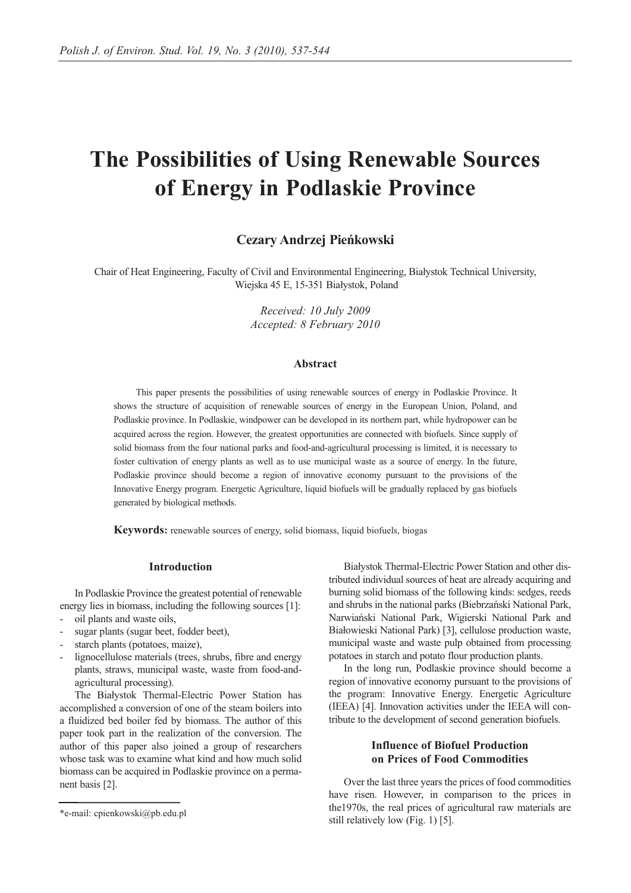# The Possibilities of Using Renewable Sources of Energy in Podlaskie Province

**Cezary Andrzej Pieńkowski**

Chair of Heat Engineering, Faculty of Civil and Environmental Engineering, Białystok Technical University, Wiejska 45 E, 15-351 Białystok, Poland

*Received: 10 July 2009*
*Accepted: 8 February 2010*

### Abstract

This paper presents the possibilities of using renewable sources of energy in Podlaskie Province. It shows the structure of acquisition of renewable sources of energy in the European Union, Poland, and Podlaskie province. In Podlaskie, windpower can be developed in its northern part, while hydropower can be acquired across the region. However, the greatest opportunities are connected with biofuels. Since supply of solid biomass from the four national parks and food-and-agricultural processing is limited, it is necessary to foster cultivation of energy plants as well as to use municipal waste as a source of energy. In the future, Podlaskie province should become a region of innovative economy pursuant to the provisions of the Innovative Energy program. Energetic Agriculture, liquid biofuels will be gradually replaced by gas biofuels generated by biological methods.

**Keywords:** renewable sources of energy, solid biomass, liquid biofuels, biogas

## Introduction

In Podlaskie Province the greatest potential of renewable energy lies in biomass, including the following sources [1]:

- oil plants and waste oils,
- sugar plants (sugar beet, fodder beet),
- starch plants (potatoes, maize),
- lignocellulose materials (trees, shrubs, fibre and energy plants, straws, municipal waste, waste from food-and-agricultural processing).

The Białystok Thermal-Electric Power Station has accomplished a conversion of one of the steam boilers into a fluidized bed boiler fed by biomass. The author of this paper took part in the realization of the conversion. The author of this paper also joined a group of researchers whose task was to examine what kind and how much solid biomass can be acquired in Podlaskie province on a permanent basis [2].

Białystok Thermal-Electric Power Station and other distributed individual sources of heat are already acquiring and burning solid biomass of the following kinds: sedges, reeds and shrubs in the national parks (Biebrzański National Park, Narwiański National Park, Wigierski National Park and Białowieski National Park) [3], cellulose production waste, municipal waste and waste pulp obtained from processing potatoes in starch and potato flour production plants.

In the long run, Podlaskie province should become a region of innovative economy pursuant to the provisions of the program: Innovative Energy. Energetic Agriculture (IEEA) [4]. Innovation activities under the IEEA will contribute to the development of second generation biofuels.

## Influence of Biofuel Production on Prices of Food Commodities

Over the last three years the prices of food commodities have risen. However, in comparison to the prices in the1970s, the real prices of agricultural raw materials are still relatively low (Fig. 1) [5].

*e-mail: cpienkowski@pb.edu.pl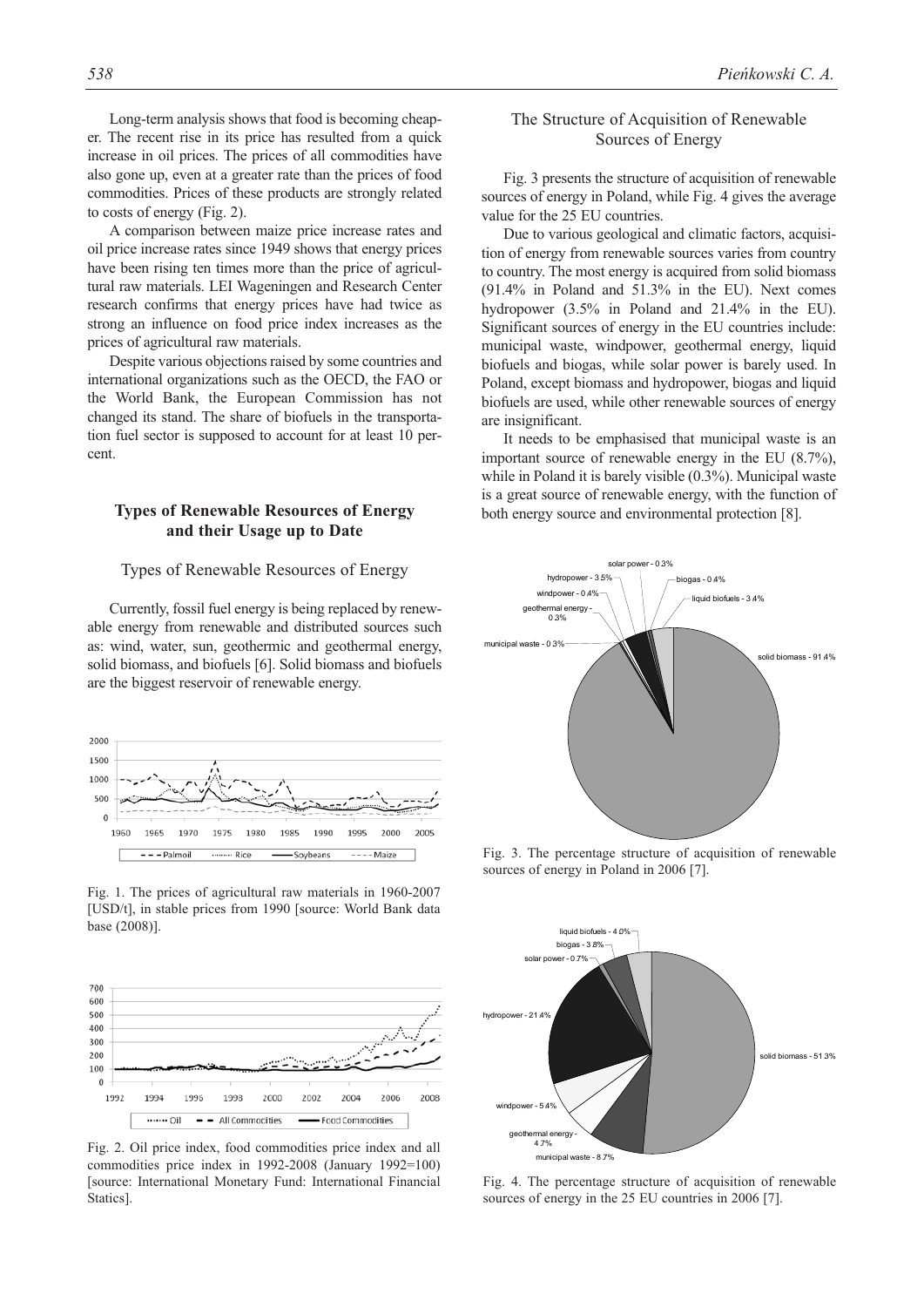Long-term analysis shows that food is becoming cheaper. The recent rise in its price has resulted from a quick increase in oil prices. The prices of all commodities have also gone up, even at a greater rate than the prices of food commodities. Prices of these products are strongly related to costs of energy (Fig. 2).

A comparison between maize price increase rates and oil price increase rates since 1949 shows that energy prices have been rising ten times more than the price of agricultural raw materials. LEI Wageningen and Research Center research confirms that energy prices have had twice as strong an influence on food price index increases as the prices of agricultural raw materials.

Despite various objections raised by some countries and international organizations such as the OECD, the FAO or the World Bank, the European Commission has not changed its stand. The share of biofuels in the transportation fuel sector is supposed to account for at least 10 percent.

## Types of Renewable Resources of Energy and their Usage up to Date

### Types of Renewable Resources of Energy

Currently, fossil fuel energy is being replaced by renewable energy from renewable and distributed sources such as: wind, water, sun, geothermic and geothermal energy, solid biomass, and biofuels [6]. Solid biomass and biofuels are the biggest reservoir of renewable energy.

Fig. 1. The prices of agricultural raw materials in 1960-2007 [USD/t], in stable prices from 1990 [source: World Bank data base (2008)].

Fig. 2. Oil price index, food commodities price index and all commodities price index in 1992-2008 (January 1992=100) [source: International Monetary Fund: International Financial Statics].

### The Structure of Acquisition of Renewable Sources of Energy

Fig. 3 presents the structure of acquisition of renewable sources of energy in Poland, while Fig. 4 gives the average value for the 25 EU countries.

Due to various geological and climatic factors, acquisition of energy from renewable sources varies from country to country. The most energy is acquired from solid biomass (91.4% in Poland and 51.3% in the EU). Next comes hydropower (3.5% in Poland and 21.4% in the EU). Significant sources of energy in the EU countries include: municipal waste, windpower, geothermal energy, liquid biofuels and biogas, while solar power is barely used. In Poland, except biomass and hydropower, biogas and liquid biofuels are used, while other renewable sources of energy are insignificant.

It needs to be emphasised that municipal waste is an important source of renewable energy in the EU (8.7%), while in Poland it is barely visible (0.3%). Municipal waste is a great source of renewable energy, with the function of both energy source and environmental protection [8].

Fig. 3. The percentage structure of acquisition of renewable sources of energy in Poland in 2006 [7].

Fig. 4. The percentage structure of acquisition of renewable sources of energy in the 25 EU countries in 2006 [7].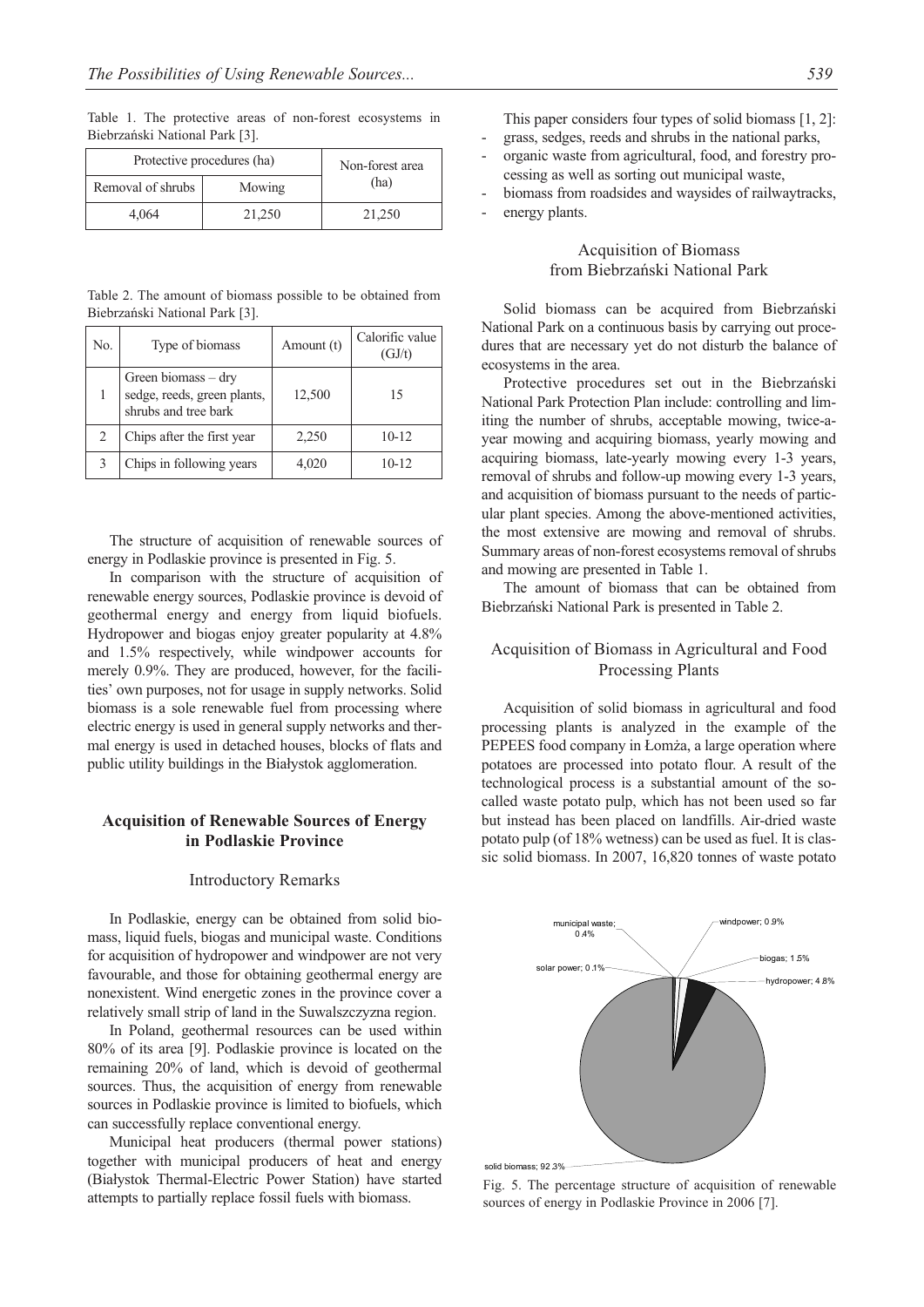Table 1. The protective areas of non-forest ecosystems in Biebrzański National Park [3].

| Protective procedures (ha) | | Non-forest area (ha) |
|---|---|---|
| Removal of shrubs | Mowing | |
| 4,064 | 21,250 | 21,250 |

Table 2. The amount of biomass possible to be obtained from Biebrzański National Park [3].

| No. | Type of biomass | Amount (t) | Calorific value (GJ/t) |
|---|---|---|---|
| 1 | Green biomass – dry sedge, reeds, green plants, shrubs and tree bark | 12,500 | 15 |
| 2 | Chips after the first year | 2,250 | 10-12 |
| 3 | Chips in following years | 4,020 | 10-12 |

The structure of acquisition of renewable sources of energy in Podlaskie province is presented in Fig. 5.

In comparison with the structure of acquisition of renewable energy sources, Podlaskie province is devoid of geothermal energy and energy from liquid biofuels. Hydropower and biogas enjoy greater popularity at 4.8% and 1.5% respectively, while windpower accounts for merely 0.9%. They are produced, however, for the facilities' own purposes, not for usage in supply networks. Solid biomass is a sole renewable fuel from processing where electric energy is used in general supply networks and thermal energy is used in detached houses, blocks of flats and public utility buildings in the Białystok agglomeration.

## Acquisition of Renewable Sources of Energy in Podlaskie Province

### Introductory Remarks

In Podlaskie, energy can be obtained from solid biomass, liquid fuels, biogas and municipal waste. Conditions for acquisition of hydropower and windpower are not very favourable, and those for obtaining geothermal energy are nonexistent. Wind energetic zones in the province cover a relatively small strip of land in the Suwalszczyzna region.

In Poland, geothermal resources can be used within 80% of its area [9]. Podlaskie province is located on the remaining 20% of land, which is devoid of geothermal sources. Thus, the acquisition of energy from renewable sources in Podlaskie province is limited to biofuels, which can successfully replace conventional energy.

Municipal heat producers (thermal power stations) together with municipal producers of heat and energy (Białystok Thermal-Electric Power Station) have started attempts to partially replace fossil fuels with biomass.

This paper considers four types of solid biomass [1, 2]:

- grass, sedges, reeds and shrubs in the national parks,
- organic waste from agricultural, food, and forestry processing as well as sorting out municipal waste,
- biomass from roadsides and waysides of railwaytracks,
- energy plants.

### Acquisition of Biomass from Biebrzański National Park

Solid biomass can be acquired from Biebrzański National Park on a continuous basis by carrying out procedures that are necessary yet do not disturb the balance of ecosystems in the area.

Protective procedures set out in the Biebrzański National Park Protection Plan include: controlling and limiting the number of shrubs, acceptable mowing, twice-a-year mowing and acquiring biomass, yearly mowing and acquiring biomass, late-yearly mowing every 1-3 years, removal of shrubs and follow-up mowing every 1-3 years, and acquisition of biomass pursuant to the needs of particular plant species. Among the above-mentioned activities, the most extensive are mowing and removal of shrubs. Summary areas of non-forest ecosystems removal of shrubs and mowing are presented in Table 1.

The amount of biomass that can be obtained from Biebrzański National Park is presented in Table 2.

### Acquisition of Biomass in Agricultural and Food Processing Plants

Acquisition of solid biomass in agricultural and food processing plants is analyzed in the example of the PEPEES food company in Łomża, a large operation where potatoes are processed into potato flour. A result of the technological process is a substantial amount of the so-called waste potato pulp, which has not been used so far but instead has been placed on landfills. Air-dried waste potato pulp (of 18% wetness) can be used as fuel. It is classic solid biomass. In 2007, 16,820 tonnes of waste potato

Fig. 5. The percentage structure of acquisition of renewable sources of energy in Podlaskie Province in 2006 [7].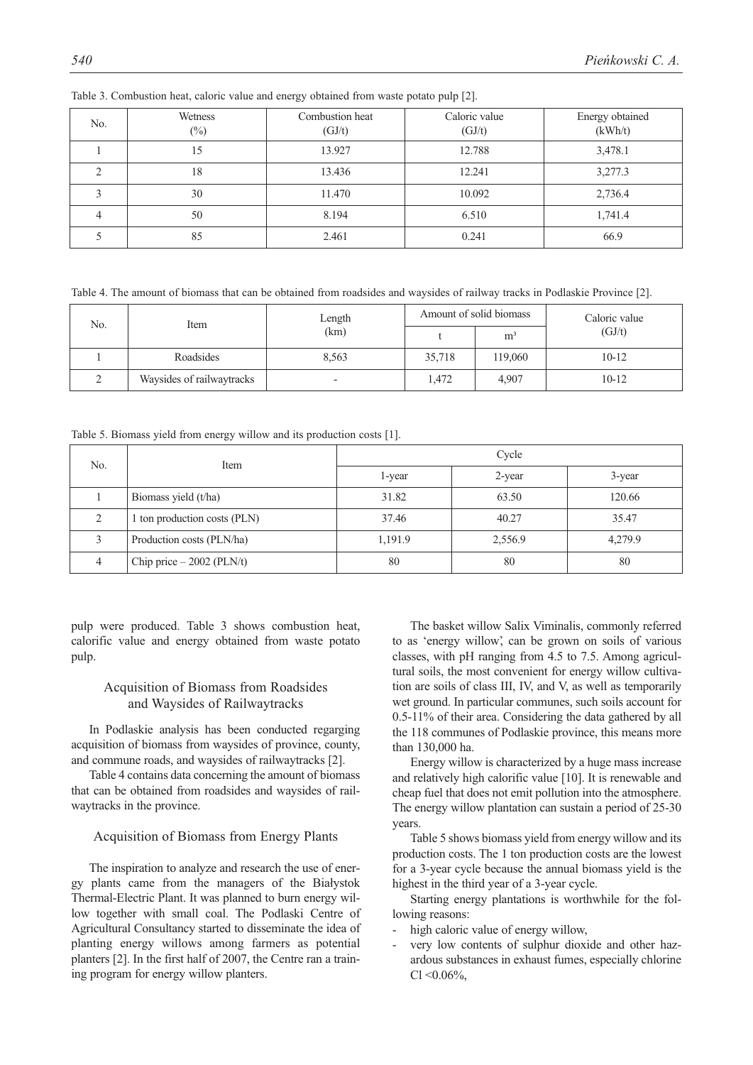Table 3. Combustion heat, caloric value and energy obtained from waste potato pulp [2].

| No. | Wetness (%) | Combustion heat (GJ/t) | Caloric value (GJ/t) | Energy obtained (kWh/t) |
|---|---|---|---|---|
| 1 | 15 | 13.927 | 12.788 | 3,478.1 |
| 2 | 18 | 13.436 | 12.241 | 3,277.3 |
| 3 | 30 | 11.470 | 10.092 | 2,736.4 |
| 4 | 50 | 8.194 | 6.510 | 1,741.4 |
| 5 | 85 | 2.461 | 0.241 | 66.9 |

Table 4. The amount of biomass that can be obtained from roadsides and waysides of railway tracks in Podlaskie Province [2].

| No. | Item | Length (km) | Amount of solid biomass | | Caloric value (GJ/t) |
|---|---|---|---|---|---|
| | | | t | m³ | |
| 1 | Roadsides | 8,563 | 35,718 | 119,060 | 10-12 |
| 2 | Waysides of railwaytracks | - | 1,472 | 4,907 | 10-12 |

Table 5. Biomass yield from energy willow and its production costs [1].

| No. | Item | Cycle | | |
|---|---|---|---|---|
| | | 1-year | 2-year | 3-year |
| 1 | Biomass yield (t/ha) | 31.82 | 63.50 | 120.66 |
| 2 | 1 ton production costs (PLN) | 37.46 | 40.27 | 35.47 |
| 3 | Production costs (PLN/ha) | 1,191.9 | 2,556.9 | 4,279.9 |
| 4 | Chip price – 2002 (PLN/t) | 80 | 80 | 80 |

pulp were produced. Table 3 shows combustion heat, calorific value and energy obtained from waste potato pulp.

## Acquisition of Biomass from Roadsides and Waysides of Railwaytracks

In Podlaskie analysis has been conducted regarging acquisition of biomass from waysides of province, county, and commune roads, and waysides of railwaytracks [2].

Table 4 contains data concerning the amount of biomass that can be obtained from roadsides and waysides of railwaytracks in the province.

## Acquisition of Biomass from Energy Plants

The inspiration to analyze and research the use of energy plants came from the managers of the Białystok Thermal-Electric Plant. It was planned to burn energy willow together with small coal. The Podlaski Centre of Agricultural Consultancy started to disseminate the idea of planting energy willows among farmers as potential planters [2]. In the first half of 2007, the Centre ran a training program for energy willow planters.

The basket willow Salix Viminalis, commonly referred to as 'energy willow', can be grown on soils of various classes, with pH ranging from 4.5 to 7.5. Among agricultural soils, the most convenient for energy willow cultivation are soils of class III, IV, and V, as well as temporarily wet ground. In particular communes, such soils account for 0.5-11% of their area. Considering the data gathered by all the 118 communes of Podlaskie province, this means more than 130,000 ha.

Energy willow is characterized by a huge mass increase and relatively high calorific value [10]. It is renewable and cheap fuel that does not emit pollution into the atmosphere. The energy willow plantation can sustain a period of 25-30 years.

Table 5 shows biomass yield from energy willow and its production costs. The 1 ton production costs are the lowest for a 3-year cycle because the annual biomass yield is the highest in the third year of a 3-year cycle.

Starting energy plantations is worthwhile for the following reasons:

- high caloric value of energy willow,
- very low contents of sulphur dioxide and other hazardous substances in exhaust fumes, especially chlorine Cl <0.06%,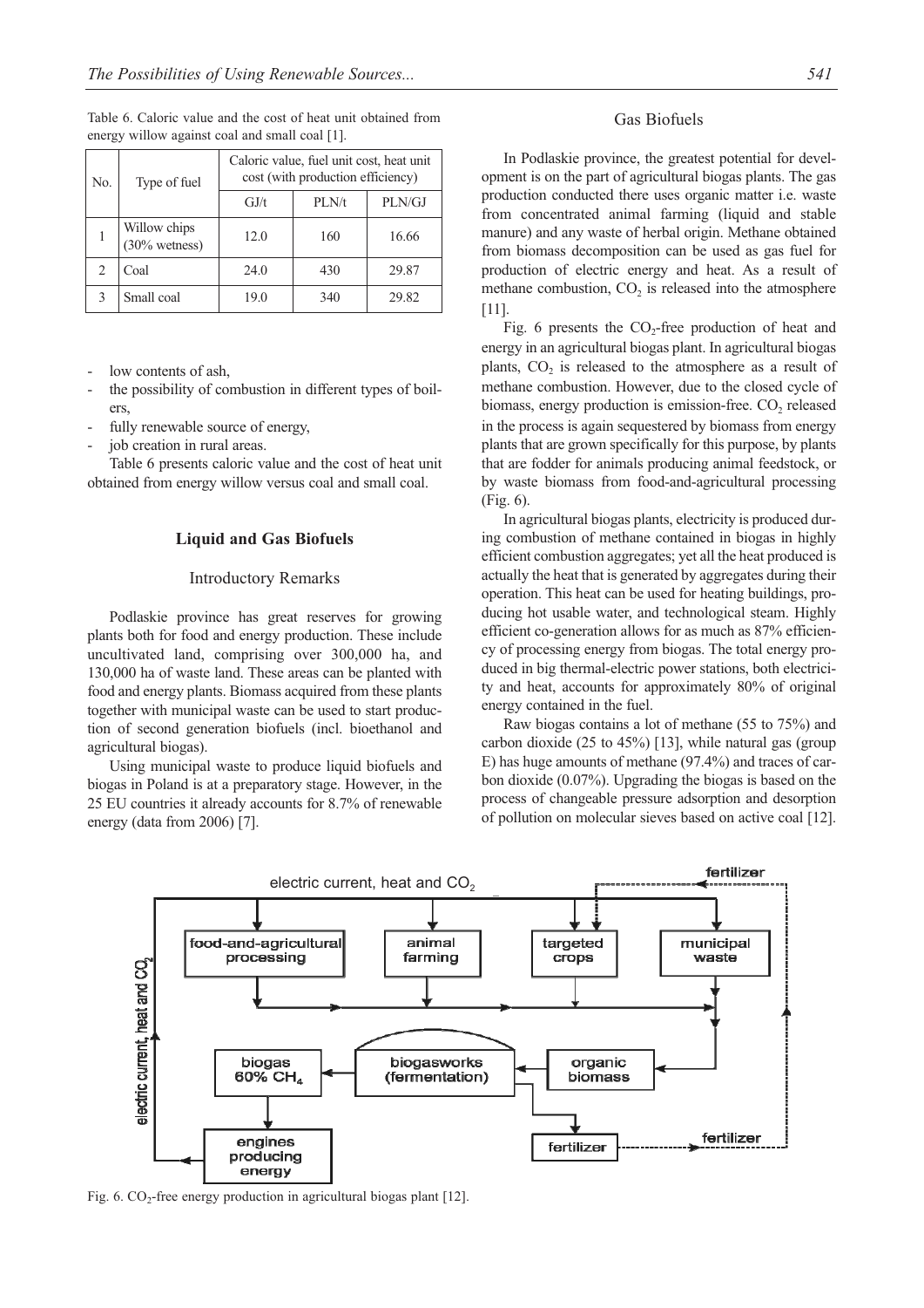Table 6. Caloric value and the cost of heat unit obtained from energy willow against coal and small coal [1].

| No. | Type of fuel | Caloric value, fuel unit cost, heat unit cost (with production efficiency) | | |
|---|---|---|---|---|
| | | GJ/t | PLN/t | PLN/GJ |
| 1 | Willow chips (30% wetness) | 12.0 | 160 | 16.66 |
| 2 | Coal | 24.0 | 430 | 29.87 |
| 3 | Small coal | 19.0 | 340 | 29.82 |

- low contents of ash,
- the possibility of combustion in different types of boilers,
- fully renewable source of energy,
- job creation in rural areas.

Table 6 presents caloric value and the cost of heat unit obtained from energy willow versus coal and small coal.

## Liquid and Gas Biofuels

### Introductory Remarks

Podlaskie province has great reserves for growing plants both for food and energy production. These include uncultivated land, comprising over 300,000 ha, and 130,000 ha of waste land. These areas can be planted with food and energy plants. Biomass acquired from these plants together with municipal waste can be used to start production of second generation biofuels (incl. bioethanol and agricultural biogas).

Using municipal waste to produce liquid biofuels and biogas in Poland is at a preparatory stage. However, in the 25 EU countries it already accounts for 8.7% of renewable energy (data from 2006) [7].

### Gas Biofuels

In Podlaskie province, the greatest potential for development is on the part of agricultural biogas plants. The gas production conducted there uses organic matter i.e. waste from concentrated animal farming (liquid and stable manure) and any waste of herbal origin. Methane obtained from biomass decomposition can be used as gas fuel for production of electric energy and heat. As a result of methane combustion, $CO_2$ is released into the atmosphere [11].

Fig. 6 presents the $CO_2$-free production of heat and energy in an agricultural biogas plant. In agricultural biogas plants, $CO_2$ is released to the atmosphere as a result of methane combustion. However, due to the closed cycle of biomass, energy production is emission-free. $CO_2$ released in the process is again sequestered by biomass from energy plants that are grown specifically for this purpose, by plants that are fodder for animals producing animal feedstock, or by waste biomass from food-and-agricultural processing (Fig. 6).

In agricultural biogas plants, electricity is produced during combustion of methane contained in biogas in highly efficient combustion aggregates; yet all the heat produced is actually the heat that is generated by aggregates during their operation. This heat can be used for heating buildings, producing hot usable water, and technological steam. Highly efficient co-generation allows for as much as 87% efficiency of processing energy from biogas. The total energy produced in big thermal-electric power stations, both electricity and heat, accounts for approximately 80% of original energy contained in the fuel.

Raw biogas contains a lot of methane (55 to 75%) and carbon dioxide (25 to 45%) [13], while natural gas (group E) has huge amounts of methane (97.4%) and traces of carbon dioxide (0.07%). Upgrading the biogas is based on the process of changeable pressure adsorption and desorption of pollution on molecular sieves based on active coal [12].

Fig. 6. $CO_2$-free energy production in agricultural biogas plant [12].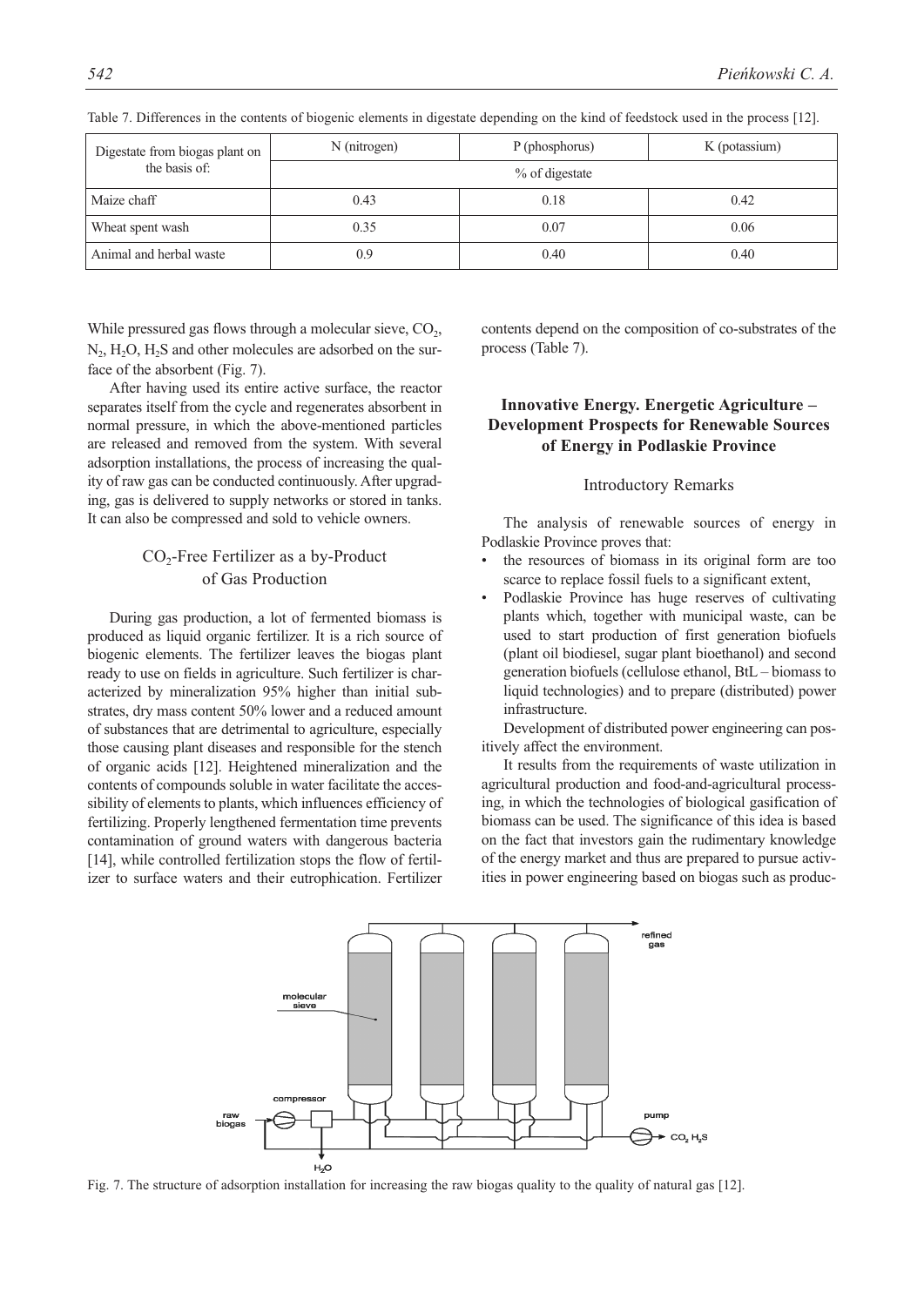Table 7. Differences in the contents of biogenic elements in digestate depending on the kind of feedstock used in the process [12].

| Digestate from biogas plant on the basis of: | N (nitrogen) | P (phosphorus) | K (potassium) |
|---|---|---|---|
| | % of digestate | | |
| Maize chaff | 0.43 | 0.18 | 0.42 |
| Wheat spent wash | 0.35 | 0.07 | 0.06 |
| Animal and herbal waste | 0.9 | 0.40 | 0.40 |

While pressured gas flows through a molecular sieve, $CO_2$, $N_2$, $H_2O$, $H_2S$ and other molecules are adsorbed on the surface of the absorbent (Fig. 7).

After having used its entire active surface, the reactor separates itself from the cycle and regenerates absorbent in normal pressure, in which the above-mentioned particles are released and removed from the system. With several adsorption installations, the process of increasing the quality of raw gas can be conducted continuously. After upgrading, gas is delivered to supply networks or stored in tanks. It can also be compressed and sold to vehicle owners.

### $CO_2$-Free Fertilizer as a by-Product of Gas Production

During gas production, a lot of fermented biomass is produced as liquid organic fertilizer. It is a rich source of biogenic elements. The fertilizer leaves the biogas plant ready to use on fields in agriculture. Such fertilizer is characterized by mineralization 95% higher than initial substrates, dry mass content 50% lower and a reduced amount of substances that are detrimental to agriculture, especially those causing plant diseases and responsible for the stench of organic acids [12]. Heightened mineralization and the contents of compounds soluble in water facilitate the accessibility of elements to plants, which influences efficiency of fertilizing. Properly lengthened fermentation time prevents contamination of ground waters with dangerous bacteria [14], while controlled fertilization stops the flow of fertilizer to surface waters and their eutrophication. Fertilizer contents depend on the composition of co-substrates of the process (Table 7).

## Innovative Energy. Energetic Agriculture – Development Prospects for Renewable Sources of Energy in Podlaskie Province

### Introductory Remarks

The analysis of renewable sources of energy in Podlaskie Province proves that:

- the resources of biomass in its original form are too scarce to replace fossil fuels to a significant extent,
- Podlaskie Province has huge reserves of cultivating plants which, together with municipal waste, can be used to start production of first generation biofuels (plant oil biodiesel, sugar plant bioethanol) and second generation biofuels (cellulose ethanol, BtL – biomass to liquid technologies) and to prepare (distributed) power infrastructure.

Development of distributed power engineering can positively affect the environment.

It results from the requirements of waste utilization in agricultural production and food-and-agricultural processing, in which the technologies of biological gasification of biomass can be used. The significance of this idea is based on the fact that investors gain the rudimentary knowledge of the energy market and thus are prepared to pursue activities in power engineering based on biogas such as produc-

Fig. 7. The structure of adsorption installation for increasing the raw biogas quality to the quality of natural gas [12].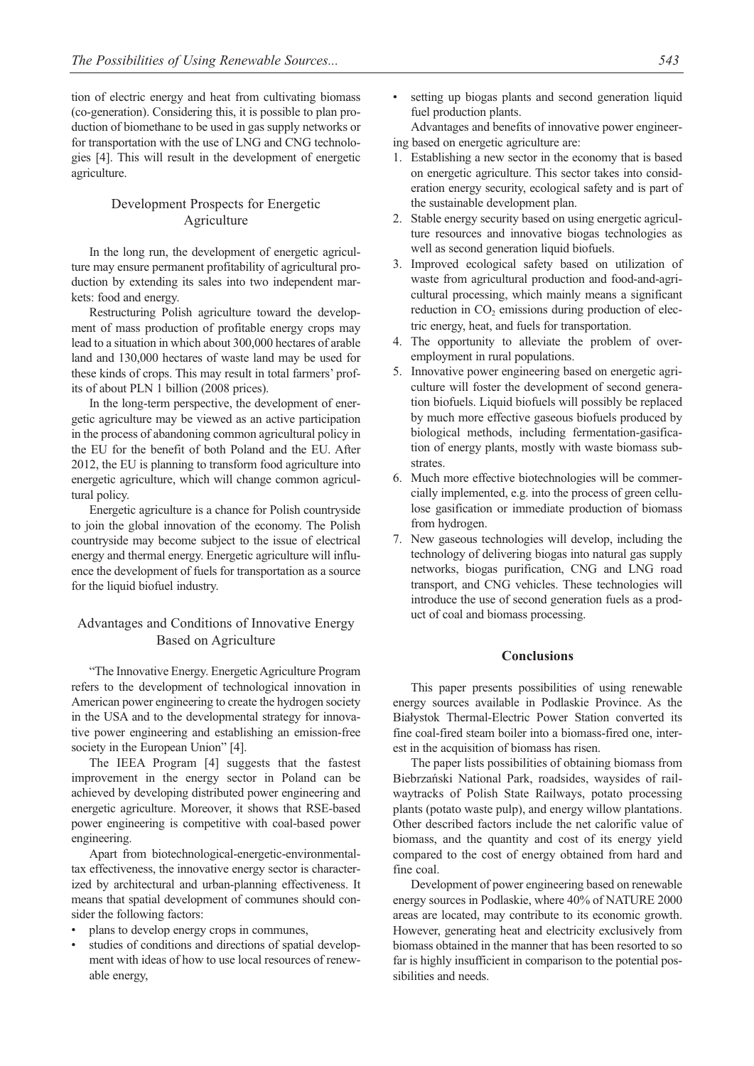tion of electric energy and heat from cultivating biomass (co-generation). Considering this, it is possible to plan production of biomethane to be used in gas supply networks or for transportation with the use of LNG and CNG technologies [4]. This will result in the development of energetic agriculture.

## Development Prospects for Energetic Agriculture

In the long run, the development of energetic agriculture may ensure permanent profitability of agricultural production by extending its sales into two independent markets: food and energy.

Restructuring Polish agriculture toward the development of mass production of profitable energy crops may lead to a situation in which about 300,000 hectares of arable land and 130,000 hectares of waste land may be used for these kinds of crops. This may result in total farmers' profits of about PLN 1 billion (2008 prices).

In the long-term perspective, the development of energetic agriculture may be viewed as an active participation in the process of abandoning common agricultural policy in the EU for the benefit of both Poland and the EU. After 2012, the EU is planning to transform food agriculture into energetic agriculture, which will change common agricultural policy.

Energetic agriculture is a chance for Polish countryside to join the global innovation of the economy. The Polish countryside may become subject to the issue of electrical energy and thermal energy. Energetic agriculture will influence the development of fuels for transportation as a source for the liquid biofuel industry.

## Advantages and Conditions of Innovative Energy Based on Agriculture

"The Innovative Energy. Energetic Agriculture Program refers to the development of technological innovation in American power engineering to create the hydrogen society in the USA and to the developmental strategy for innovative power engineering and establishing an emission-free society in the European Union" [4].

The IEEA Program [4] suggests that the fastest improvement in the energy sector in Poland can be achieved by developing distributed power engineering and energetic agriculture. Moreover, it shows that RSE-based power engineering is competitive with coal-based power engineering.

Apart from biotechnological-energetic-environmental-tax effectiveness, the innovative energy sector is characterized by architectural and urban-planning effectiveness. It means that spatial development of communes should consider the following factors:

- plans to develop energy crops in communes,
- studies of conditions and directions of spatial development with ideas of how to use local resources of renewable energy,
- setting up biogas plants and second generation liquid fuel production plants.

Advantages and benefits of innovative power engineering based on energetic agriculture are:

1. Establishing a new sector in the economy that is based on energetic agriculture. This sector takes into consideration energy security, ecological safety and is part of the sustainable development plan.
2. Stable energy security based on using energetic agriculture resources and innovative biogas technologies as well as second generation liquid biofuels.
3. Improved ecological safety based on utilization of waste from agricultural production and food-and-agricultural processing, which mainly means a significant reduction in $CO_2$ emissions during production of electric energy, heat, and fuels for transportation.
4. The opportunity to alleviate the problem of over-employment in rural populations.
5. Innovative power engineering based on energetic agriculture will foster the development of second generation biofuels. Liquid biofuels will possibly be replaced by much more effective gaseous biofuels produced by biological methods, including fermentation-gasification of energy plants, mostly with waste biomass substrates.
6. Much more effective biotechnologies will be commercially implemented, e.g. into the process of green cellulose gasification or immediate production of biomass from hydrogen.
7. New gaseous technologies will develop, including the technology of delivering biogas into natural gas supply networks, biogas purification, CNG and LNG road transport, and CNG vehicles. These technologies will introduce the use of second generation fuels as a product of coal and biomass processing.

## Conclusions

This paper presents possibilities of using renewable energy sources available in Podlaskie Province. As the Białystok Thermal-Electric Power Station converted its fine coal-fired steam boiler into a biomass-fired one, interest in the acquisition of biomass has risen.

The paper lists possibilities of obtaining biomass from Biebrzański National Park, roadsides, waysides of railwaytracks of Polish State Railways, potato processing plants (potato waste pulp), and energy willow plantations. Other described factors include the net calorific value of biomass, and the quantity and cost of its energy yield compared to the cost of energy obtained from hard and fine coal.

Development of power engineering based on renewable energy sources in Podlaskie, where 40% of NATURE 2000 areas are located, may contribute to its economic growth. However, generating heat and electricity exclusively from biomass obtained in the manner that has been resorted to so far is highly insufficient in comparison to the potential possibilities and needs.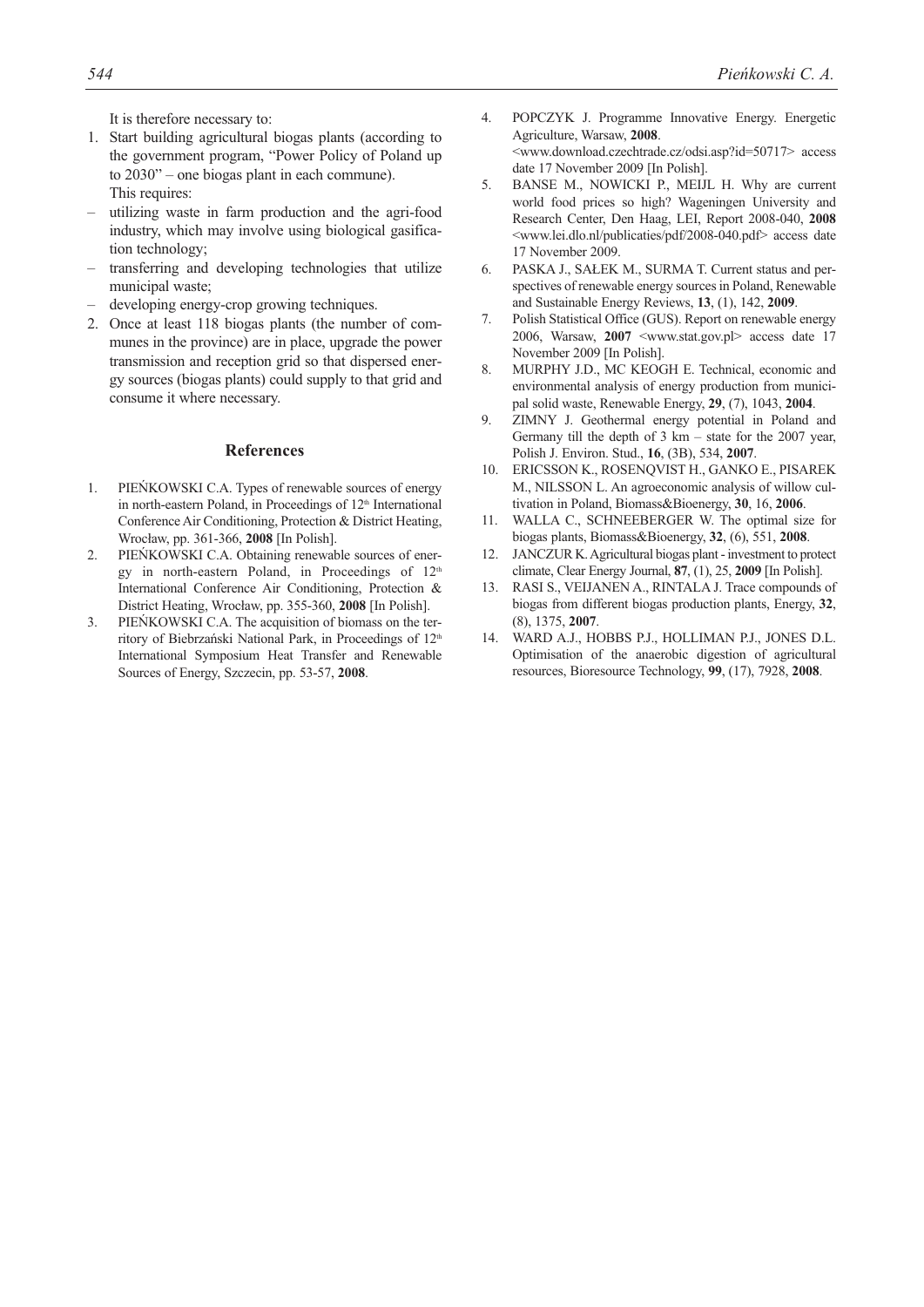It is therefore necessary to:

1. Start building agricultural biogas plants (according to the government program, "Power Policy of Poland up to 2030" – one biogas plant in each commune).
   This requires:
   – utilizing waste in farm production and the agri-food industry, which may involve using biological gasification technology;
   – transferring and developing technologies that utilize municipal waste;
   – developing energy-crop growing techniques.
2. Once at least 118 biogas plants (the number of communes in the province) are in place, upgrade the power transmission and reception grid so that dispersed energy sources (biogas plants) could supply to that grid and consume it where necessary.

## References

1. PIEŃKOWSKI C.A. Types of renewable sources of energy in north-eastern Poland, in Proceedings of 12th International Conference Air Conditioning, Protection & District Heating, Wrocław, pp. 361-366, **2008** [In Polish].
2. PIEŃKOWSKI C.A. Obtaining renewable sources of energy in north-eastern Poland, in Proceedings of 12th International Conference Air Conditioning, Protection & District Heating, Wrocław, pp. 355-360, **2008** [In Polish].
3. PIEŃKOWSKI C.A. The acquisition of biomass on the territory of Biebrzański National Park, in Proceedings of 12th International Symposium Heat Transfer and Renewable Sources of Energy, Szczecin, pp. 53-57, **2008**.
4. POPCZYK J. Programme Innovative Energy. Energetic Agriculture, Warsaw, **2008**. <www.download.czechtrade.cz/odsi.asp?id=50717> access date 17 November 2009 [In Polish].
5. BANSE M., NOWICKI P., MEIJL H. Why are current world food prices so high? Wageningen University and Research Center, Den Haag, LEI, Report 2008-040, **2008** <www.lei.dlo.nl/publicaties/pdf/2008-040.pdf> access date 17 November 2009.
6. PASKA J., SAŁEK M., SURMA T. Current status and perspectives of renewable energy sources in Poland, Renewable and Sustainable Energy Reviews, **13**, (1), 142, **2009**.
7. Polish Statistical Office (GUS). Report on renewable energy 2006, Warsaw, **2007** <www.stat.gov.pl> access date 17 November 2009 [In Polish].
8. MURPHY J.D., MC KEOGH E. Technical, economic and environmental analysis of energy production from municipal solid waste, Renewable Energy, **29**, (7), 1043, **2004**.
9. ZIMNY J. Geothermal energy potential in Poland and Germany till the depth of 3 km – state for the 2007 year, Polish J. Environ. Stud., **16**, (3B), 534, **2007**.
10. ERICSSON K., ROSENQVIST H., GANKO E., PISAREK M., NILSSON L. An agroeconomic analysis of willow cultivation in Poland, Biomass&Bioenergy, **30**, 16, **2006**.
11. WALLA C., SCHNEEBERGER W. The optimal size for biogas plants, Biomass&Bioenergy, **32**, (6), 551, **2008**.
12. JANCZUR K. Agricultural biogas plant - investment to protect climate, Clear Energy Journal, **87**, (1), 25, **2009** [In Polish].
13. RASI S., VEIJANEN A., RINTALA J. Trace compounds of biogas from different biogas production plants, Energy, **32**, (8), 1375, **2007**.
14. WARD A.J., HOBBS P.J., HOLLIMAN P.J., JONES D.L. Optimisation of the anaerobic digestion of agricultural resources, Bioresource Technology, **99**, (17), 7928, **2008**.